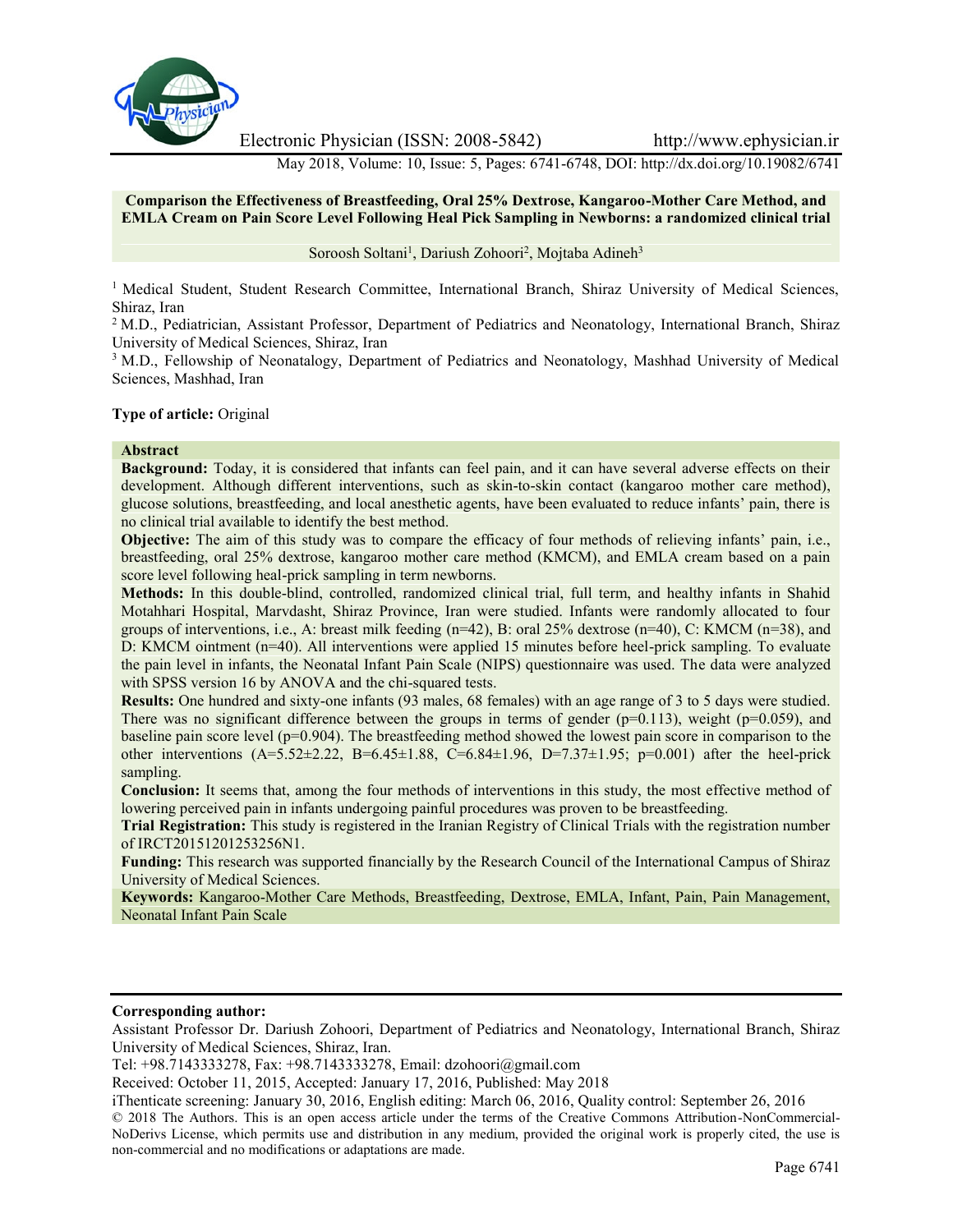# Comparison the Effectiveness of Breastfeeding, Oral 25% Dextrose, Kangaroo-Mother Care Method, and EMLA Cream on Pain Score Level Following Heal Pick Sampling in Newborns: a randomized clinical trial

Soroosh Soltani[1], Dariush Zohoori[2], Mojtaba Adineh[3]

[1] Medical Student, Student Research Committee, International Branch, Shiraz University of Medical Sciences, Shiraz, Iran

[2] M.D., Pediatrician, Assistant Professor, Department of Pediatrics and Neonatology, International Branch, Shiraz University of Medical Sciences, Shiraz, Iran

[3] M.D., Fellowship of Neonatalogy, Department of Pediatrics and Neonatology, Mashhad University of Medical Sciences, Mashhad, Iran

**Type of article:** Original

## Abstract

**Background:** Today, it is considered that infants can feel pain, and it can have several adverse effects on their development. Although different interventions, such as skin-to-skin contact (kangaroo mother care method), glucose solutions, breastfeeding, and local anesthetic agents, have been evaluated to reduce infants' pain, there is no clinical trial available to identify the best method.

**Objective:** The aim of this study was to compare the efficacy of four methods of relieving infants' pain, i.e., breastfeeding, oral 25% dextrose, kangaroo mother care method (KMCM), and EMLA cream based on a pain score level following heal-prick sampling in term newborns.

**Methods:** In this double-blind, controlled, randomized clinical trial, full term, and healthy infants in Shahid Motahhari Hospital, Marvdasht, Shiraz Province, Iran were studied. Infants were randomly allocated to four groups of interventions, i.e., A: breast milk feeding (n=42), B: oral 25% dextrose (n=40), C: KMCM (n=38), and D: KMCM ointment (n=40). All interventions were applied 15 minutes before heel-prick sampling. To evaluate the pain level in infants, the Neonatal Infant Pain Scale (NIPS) questionnaire was used. The data were analyzed with SPSS version 16 by ANOVA and the chi-squared tests.

**Results:** One hundred and sixty-one infants (93 males, 68 females) with an age range of 3 to 5 days were studied. There was no significant difference between the groups in terms of gender (p=0.113), weight (p=0.059), and baseline pain score level (p=0.904). The breastfeeding method showed the lowest pain score in comparison to the other interventions (A=5.52±2.22, B=6.45±1.88, C=6.84±1.96, D=7.37±1.95; p=0.001) after the heel-prick sampling.

**Conclusion:** It seems that, among the four methods of interventions in this study, the most effective method of lowering perceived pain in infants undergoing painful procedures was proven to be breastfeeding.

**Trial Registration:** This study is registered in the Iranian Registry of Clinical Trials with the registration number of IRCT20151201253256N1.

**Funding:** This research was supported financially by the Research Council of the International Campus of Shiraz University of Medical Sciences.

**Keywords:** Kangaroo-Mother Care Methods, Breastfeeding, Dextrose, EMLA, Infant, Pain, Pain Management, Neonatal Infant Pain Scale

---

**Corresponding author:**

Assistant Professor Dr. Dariush Zohoori, Department of Pediatrics and Neonatology, International Branch, Shiraz University of Medical Sciences, Shiraz, Iran.

Tel: +98.7143333278, Fax: +98.7143333278, Email: dzohoori@gmail.com

Received: October 11, 2015, Accepted: January 17, 2016, Published: May 2018

iThenticate screening: January 30, 2016, English editing: March 06, 2016, Quality control: September 26, 2016

© 2018 The Authors. This is an open access article under the terms of the Creative Commons Attribution-NonCommercial-NoDerivs License, which permits use and distribution in any medium, provided the original work is properly cited, the use is non-commercial and no modifications or adaptations are made.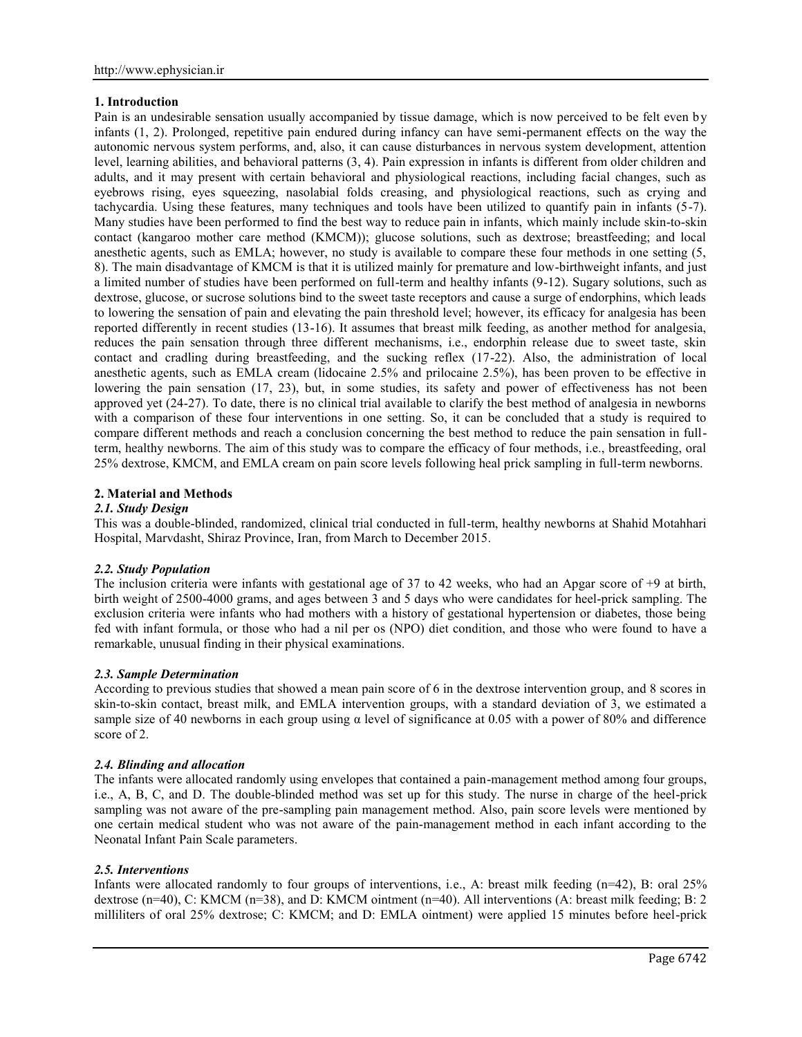## 1. Introduction

Pain is an undesirable sensation usually accompanied by tissue damage, which is now perceived to be felt even by infants (1, 2). Prolonged, repetitive pain endured during infancy can have semi-permanent effects on the way the autonomic nervous system performs, and, also, it can cause disturbances in nervous system development, attention level, learning abilities, and behavioral patterns (3, 4). Pain expression in infants is different from older children and adults, and it may present with certain behavioral and physiological reactions, including facial changes, such as eyebrows rising, eyes squeezing, nasolabial folds creasing, and physiological reactions, such as crying and tachycardia. Using these features, many techniques and tools have been utilized to quantify pain in infants (5-7). Many studies have been performed to find the best way to reduce pain in infants, which mainly include skin-to-skin contact (kangaroo mother care method (KMCM)); glucose solutions, such as dextrose; breastfeeding; and local anesthetic agents, such as EMLA; however, no study is available to compare these four methods in one setting (5, 8). The main disadvantage of KMCM is that it is utilized mainly for premature and low-birthweight infants, and just a limited number of studies have been performed on full-term and healthy infants (9-12). Sugary solutions, such as dextrose, glucose, or sucrose solutions bind to the sweet taste receptors and cause a surge of endorphins, which leads to lowering the sensation of pain and elevating the pain threshold level; however, its efficacy for analgesia has been reported differently in recent studies (13-16). It assumes that breast milk feeding, as another method for analgesia, reduces the pain sensation through three different mechanisms, i.e., endorphin release due to sweet taste, skin contact and cradling during breastfeeding, and the sucking reflex (17-22). Also, the administration of local anesthetic agents, such as EMLA cream (lidocaine 2.5% and prilocaine 2.5%), has been proven to be effective in lowering the pain sensation (17, 23), but, in some studies, its safety and power of effectiveness has not been approved yet (24-27). To date, there is no clinical trial available to clarify the best method of analgesia in newborns with a comparison of these four interventions in one setting. So, it can be concluded that a study is required to compare different methods and reach a conclusion concerning the best method to reduce the pain sensation in full-term, healthy newborns. The aim of this study was to compare the efficacy of four methods, i.e., breastfeeding, oral 25% dextrose, KMCM, and EMLA cream on pain score levels following heal prick sampling in full-term newborns.

## 2. Material and Methods

### *2.1. Study Design*

This was a double-blinded, randomized, clinical trial conducted in full-term, healthy newborns at Shahid Motahhari Hospital, Marvdasht, Shiraz Province, Iran, from March to December 2015.

### *2.2. Study Population*

The inclusion criteria were infants with gestational age of 37 to 42 weeks, who had an Apgar score of +9 at birth, birth weight of 2500-4000 grams, and ages between 3 and 5 days who were candidates for heel-prick sampling. The exclusion criteria were infants who had mothers with a history of gestational hypertension or diabetes, those being fed with infant formula, or those who had a nil per os (NPO) diet condition, and those who were found to have a remarkable, unusual finding in their physical examinations.

### *2.3. Sample Determination*

According to previous studies that showed a mean pain score of 6 in the dextrose intervention group, and 8 scores in skin-to-skin contact, breast milk, and EMLA intervention groups, with a standard deviation of 3, we estimated a sample size of 40 newborns in each group using α level of significance at 0.05 with a power of 80% and difference score of 2.

### *2.4. Blinding and allocation*

The infants were allocated randomly using envelopes that contained a pain-management method among four groups, i.e., A, B, C, and D. The double-blinded method was set up for this study. The nurse in charge of the heel-prick sampling was not aware of the pre-sampling pain management method. Also, pain score levels were mentioned by one certain medical student who was not aware of the pain-management method in each infant according to the Neonatal Infant Pain Scale parameters.

### *2.5. Interventions*

Infants were allocated randomly to four groups of interventions, i.e., A: breast milk feeding (n=42), B: oral 25% dextrose (n=40), C: KMCM (n=38), and D: KMCM ointment (n=40). All interventions (A: breast milk feeding; B: 2 milliliters of oral 25% dextrose; C: KMCM; and D: EMLA ointment) were applied 15 minutes before heel-prick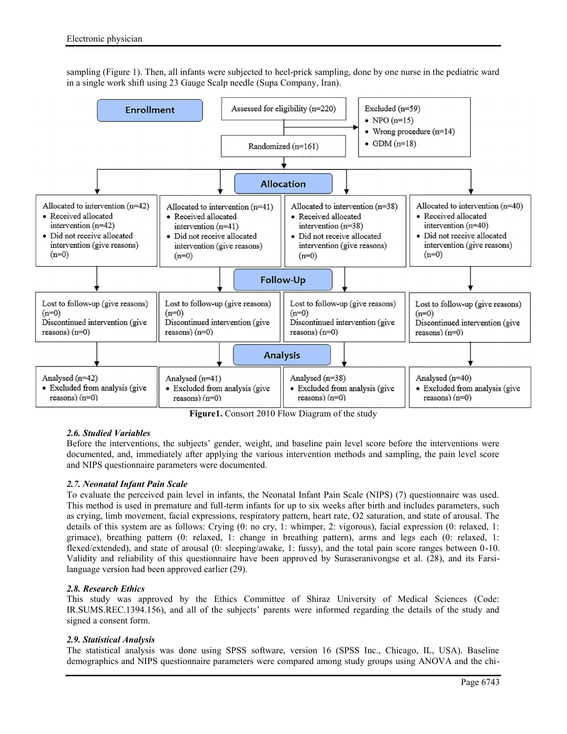sampling (Figure 1). Then, all infants were subjected to heel-prick sampling, done by one nurse in the pediatric ward in a single work shift using 23 Gauge Scalp needle (Supa Company, Iran).

**Enrollment**

- Assessed for eligibility (n=220)
- Excluded (n=59)
  - NPO (n=15)
  - Wrong procedure (n=14)
  - GDM (n=18)
- Randomized (n=161)

**Allocation**

| Allocated to intervention (n=42) | Allocated to intervention (n=41) | Allocated to intervention (n=38) | Allocated to intervention (n=40) |
|---|---|---|---|
| • Received allocated intervention (n=42) • Did not receive allocated intervention (give reasons) (n=0) | • Received allocated intervention (n=41) • Did not receive allocated intervention (give reasons) (n=0) | • Received allocated intervention (n=38) • Did not receive allocated intervention (give reasons) (n=0) | • Received allocated intervention (n=40) • Did not receive allocated intervention (give reasons) (n=0) |

**Follow-Up**

| | | | |
|---|---|---|---|
| Lost to follow-up (give reasons) (n=0) Discontinued intervention (give reasons) (n=0) | Lost to follow-up (give reasons) (n=0) Discontinued intervention (give reasons) (n=0) | Lost to follow-up (give reasons) (n=0) Discontinued intervention (give reasons) (n=0) | Lost to follow-up (give reasons) (n=0) Discontinued intervention (give reasons) (n=0) |

**Analysis**

| | | | |
|---|---|---|---|
| Analysed (n=42) • Excluded from analysis (give reasons) (n=0) | Analysed (n=41) • Excluded from analysis (give reasons) (n=0) | Analysed (n=38) • Excluded from analysis (give reasons) (n=0) | Analysed (n=40) • Excluded from analysis (give reasons) (n=0) |

**Figure1.** Consort 2010 Flow Diagram of the study

### *2.6. Studied Variables*

Before the interventions, the subjects' gender, weight, and baseline pain level score before the interventions were documented, and, immediately after applying the various intervention methods and sampling, the pain level score and NIPS questionnaire parameters were documented.

### *2.7. Neonatal Infant Pain Scale*

To evaluate the perceived pain level in infants, the Neonatal Infant Pain Scale (NIPS) (7) questionnaire was used. This method is used in premature and full-term infants for up to six weeks after birth and includes parameters, such as crying, limb movement, facial expressions, respiratory pattern, heart rate, O2 saturation, and state of arousal. The details of this system are as follows: Crying (0: no cry, 1: whimper, 2: vigorous), facial expression (0: relaxed, 1: grimace), breathing pattern (0: relaxed, 1: change in breathing pattern), arms and legs each (0: relaxed, 1: flexed/extended), and state of arousal (0: sleeping/awake, 1: fussy), and the total pain score ranges between 0-10. Validity and reliability of this questionnaire have been approved by Suraseranivongse et al. (28), and its Farsi-language version had been approved earlier (29).

### *2.8. Research Ethics*

This study was approved by the Ethics Committee of Shiraz University of Medical Sciences (Code: IR.SUMS.REC.1394.156), and all of the subjects' parents were informed regarding the details of the study and signed a consent form.

### *2.9. Statistical Analysis*

The statistical analysis was done using SPSS software, version 16 (SPSS Inc., Chicago, IL, USA). Baseline demographics and NIPS questionnaire parameters were compared among study groups using ANOVA and the chi-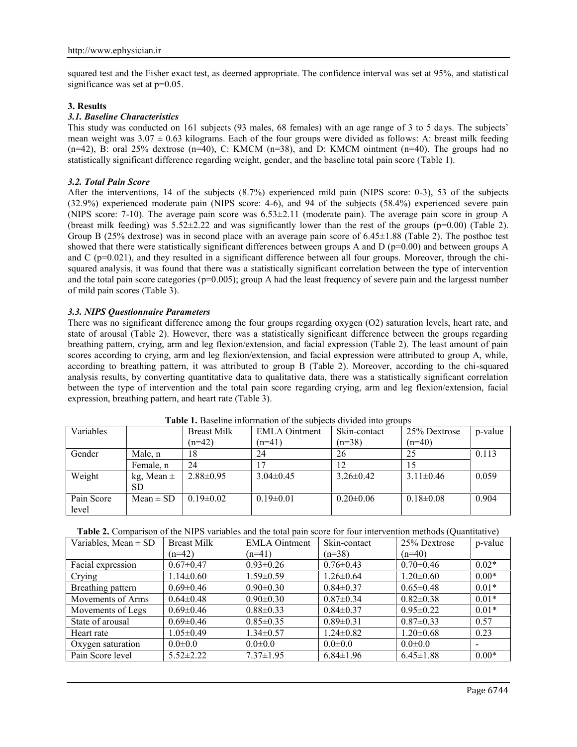squared test and the Fisher exact test, as deemed appropriate. The confidence interval was set at 95%, and statistical significance was set at p=0.05.

## 3. Results

### *3.1. Baseline Characteristics*

This study was conducted on 161 subjects (93 males, 68 females) with an age range of 3 to 5 days. The subjects' mean weight was 3.07 ± 0.63 kilograms. Each of the four groups were divided as follows: A: breast milk feeding (n=42), B: oral 25% dextrose (n=40), C: KMCM (n=38), and D: KMCM ointment (n=40). The groups had no statistically significant difference regarding weight, gender, and the baseline total pain score (Table 1).

### *3.2. Total Pain Score*

After the interventions, 14 of the subjects (8.7%) experienced mild pain (NIPS score: 0-3), 53 of the subjects (32.9%) experienced moderate pain (NIPS score: 4-6), and 94 of the subjects (58.4%) experienced severe pain (NIPS score: 7-10). The average pain score was 6.53±2.11 (moderate pain). The average pain score in group A (breast milk feeding) was 5.52±2.22 and was significantly lower than the rest of the groups (p=0.00) (Table 2). Group B (25% dextrose) was in second place with an average pain score of 6.45±1.88 (Table 2). The posthoc test showed that there were statistically significant differences between groups A and D (p=0.00) and between groups A and C (p=0.021), and they resulted in a significant difference between all four groups. Moreover, through the chi-squared analysis, it was found that there was a statistically significant correlation between the type of intervention and the total pain score categories (p=0.005); group A had the least frequency of severe pain and the largesst number of mild pain scores (Table 3).

### *3.3. NIPS Questionnaire Parameters*

There was no significant difference among the four groups regarding oxygen (O2) saturation levels, heart rate, and state of arousal (Table 2). However, there was a statistically significant difference between the groups regarding breathing pattern, crying, arm and leg flexion/extension, and facial expression (Table 2). The least amount of pain scores according to crying, arm and leg flexion/extension, and facial expression were attributed to group A, while, according to breathing pattern, it was attributed to group B (Table 2). Moreover, according to the chi-squared analysis results, by converting quantitative data to qualitative data, there was a statistically significant correlation between the type of intervention and the total pain score regarding crying, arm and leg flexion/extension, facial expression, breathing pattern, and heart rate (Table 3).

**Table 1.** Baseline information of the subjects divided into groups

| Variables | | Breast Milk (n=42) | EMLA Ointment (n=41) | Skin-contact (n=38) | 25% Dextrose (n=40) | p-value |
|---|---|---|---|---|---|---|
| Gender | Male, n | 18 | 24 | 26 | 25 | 0.113 |
| | Female, n | 24 | 17 | 12 | 15 | |
| Weight | kg, Mean ± SD | 2.88±0.95 | 3.04±0.45 | 3.26±0.42 | 3.11±0.46 | 0.059 |
| Pain Score level | Mean ± SD | 0.19±0.02 | 0.19±0.01 | 0.20±0.06 | 0.18±0.08 | 0.904 |

**Table 2.** Comparison of the NIPS variables and the total pain score for four intervention methods (Quantitative)

| Variables, Mean ± SD | Breast Milk (n=42) | EMLA Ointment (n=41) | Skin-contact (n=38) | 25% Dextrose (n=40) | p-value |
|---|---|---|---|---|---|
| Facial expression | 0.67±0.47 | 0.93±0.26 | 0.76±0.43 | 0.70±0.46 | 0.02* |
| Crying | 1.14±0.60 | 1.59±0.59 | 1.26±0.64 | 1.20±0.60 | 0.00* |
| Breathing pattern | 0.69±0.46 | 0.90±0.30 | 0.84±0.37 | 0.65±0.48 | 0.01* |
| Movements of Arms | 0.64±0.48 | 0.90±0.30 | 0.87±0.34 | 0.82±0.38 | 0.01* |
| Movements of Legs | 0.69±0.46 | 0.88±0.33 | 0.84±0.37 | 0.95±0.22 | 0.01* |
| State of arousal | 0.69±0.46 | 0.85±0.35 | 0.89±0.31 | 0.87±0.33 | 0.57 |
| Heart rate | 1.05±0.49 | 1.34±0.57 | 1.24±0.82 | 1.20±0.68 | 0.23 |
| Oxygen saturation | 0.0±0.0 | 0.0±0.0 | 0.0±0.0 | 0.0±0.0 | - |
| Pain Score level | 5.52±2.22 | 7.37±1.95 | 6.84±1.96 | 6.45±1.88 | 0.00* |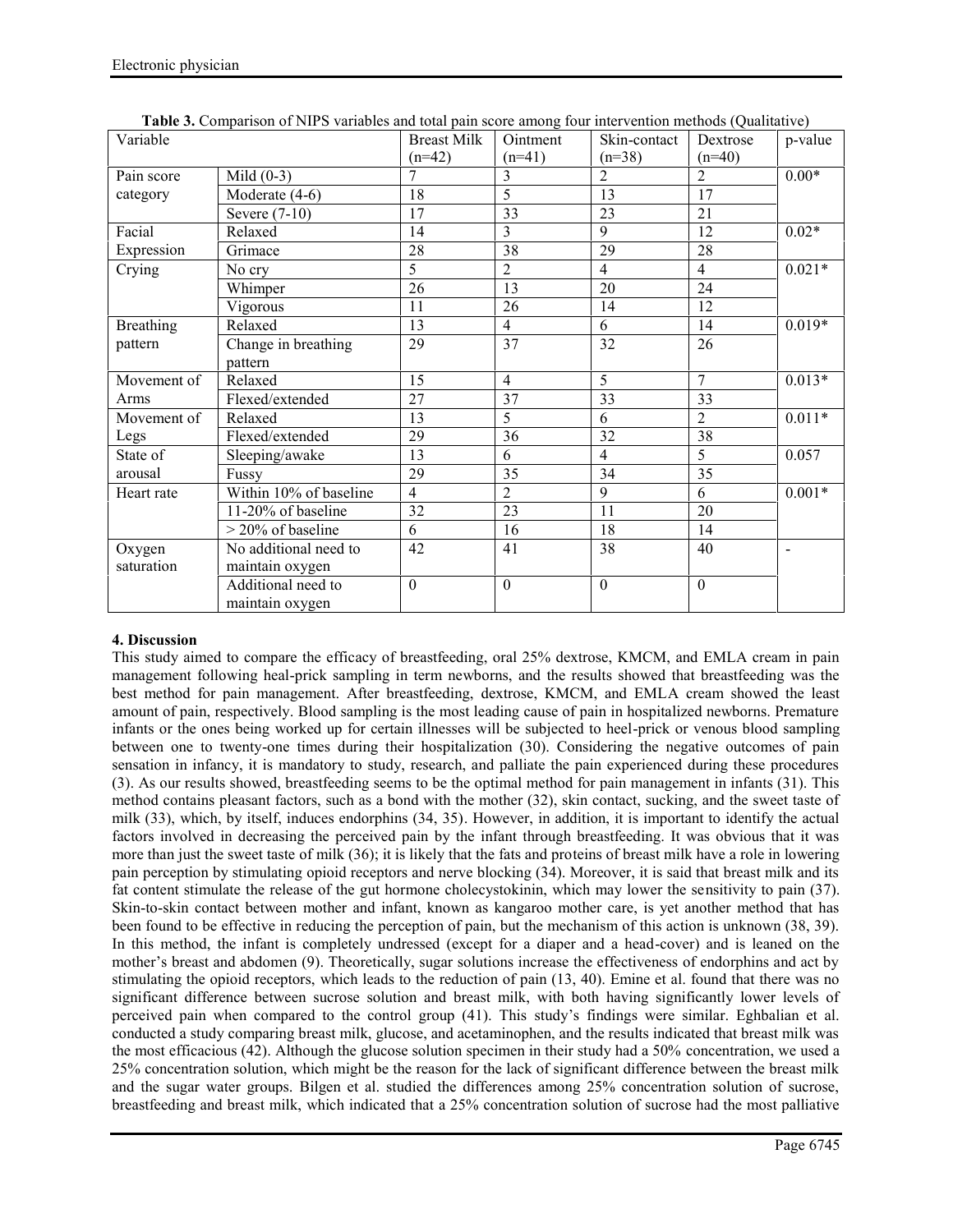**Table 3.** Comparison of NIPS variables and total pain score among four intervention methods (Qualitative)

| Variable | | Breast Milk (n=42) | Ointment (n=41) | Skin-contact (n=38) | Dextrose (n=40) | p-value |
|---|---|---|---|---|---|---|
| Pain score category | Mild (0-3) | 7 | 3 | 2 | 2 | 0.00* |
| | Moderate (4-6) | 18 | 5 | 13 | 17 | |
| | Severe (7-10) | 17 | 33 | 23 | 21 | |
| Facial Expression | Relaxed | 14 | 3 | 9 | 12 | 0.02* |
| | Grimace | 28 | 38 | 29 | 28 | |
| Crying | No cry | 5 | 2 | 4 | 4 | 0.021* |
| | Whimper | 26 | 13 | 20 | 24 | |
| | Vigorous | 11 | 26 | 14 | 12 | |
| Breathing pattern | Relaxed | 13 | 4 | 6 | 14 | 0.019* |
| | Change in breathing pattern | 29 | 37 | 32 | 26 | |
| Movement of Arms | Relaxed | 15 | 4 | 5 | 7 | 0.013* |
| | Flexed/extended | 27 | 37 | 33 | 33 | |
| Movement of Legs | Relaxed | 13 | 5 | 6 | 2 | 0.011* |
| | Flexed/extended | 29 | 36 | 32 | 38 | |
| State of arousal | Sleeping/awake | 13 | 6 | 4 | 5 | 0.057 |
| | Fussy | 29 | 35 | 34 | 35 | |
| Heart rate | Within 10% of baseline | 4 | 2 | 9 | 6 | 0.001* |
| | 11-20% of baseline | 32 | 23 | 11 | 20 | |
| | > 20% of baseline | 6 | 16 | 18 | 14 | |
| Oxygen saturation | No additional need to maintain oxygen | 42 | 41 | 38 | 40 | - |
| | Additional need to maintain oxygen | 0 | 0 | 0 | 0 | |

## 4. Discussion

This study aimed to compare the efficacy of breastfeeding, oral 25% dextrose, KMCM, and EMLA cream in pain management following heal-prick sampling in term newborns, and the results showed that breastfeeding was the best method for pain management. After breastfeeding, dextrose, KMCM, and EMLA cream showed the least amount of pain, respectively. Blood sampling is the most leading cause of pain in hospitalized newborns. Premature infants or the ones being worked up for certain illnesses will be subjected to heel-prick or venous blood sampling between one to twenty-one times during their hospitalization (30). Considering the negative outcomes of pain sensation in infancy, it is mandatory to study, research, and palliate the pain experienced during these procedures (3). As our results showed, breastfeeding seems to be the optimal method for pain management in infants (31). This method contains pleasant factors, such as a bond with the mother (32), skin contact, sucking, and the sweet taste of milk (33), which, by itself, induces endorphins (34, 35). However, in addition, it is important to identify the actual factors involved in decreasing the perceived pain by the infant through breastfeeding. It was obvious that it was more than just the sweet taste of milk (36); it is likely that the fats and proteins of breast milk have a role in lowering pain perception by stimulating opioid receptors and nerve blocking (34). Moreover, it is said that breast milk and its fat content stimulate the release of the gut hormone cholecystokinin, which may lower the sensitivity to pain (37). Skin-to-skin contact between mother and infant, known as kangaroo mother care, is yet another method that has been found to be effective in reducing the perception of pain, but the mechanism of this action is unknown (38, 39). In this method, the infant is completely undressed (except for a diaper and a head-cover) and is leaned on the mother's breast and abdomen (9). Theoretically, sugar solutions increase the effectiveness of endorphins and act by stimulating the opioid receptors, which leads to the reduction of pain (13, 40). Emine et al. found that there was no significant difference between sucrose solution and breast milk, with both having significantly lower levels of perceived pain when compared to the control group (41). This study's findings were similar. Eghbalian et al. conducted a study comparing breast milk, glucose, and acetaminophen, and the results indicated that breast milk was the most efficacious (42). Although the glucose solution specimen in their study had a 50% concentration, we used a 25% concentration solution, which might be the reason for the lack of significant difference between the breast milk and the sugar water groups. Bilgen et al. studied the differences among 25% concentration solution of sucrose, breastfeeding and breast milk, which indicated that a 25% concentration solution of sucrose had the most palliative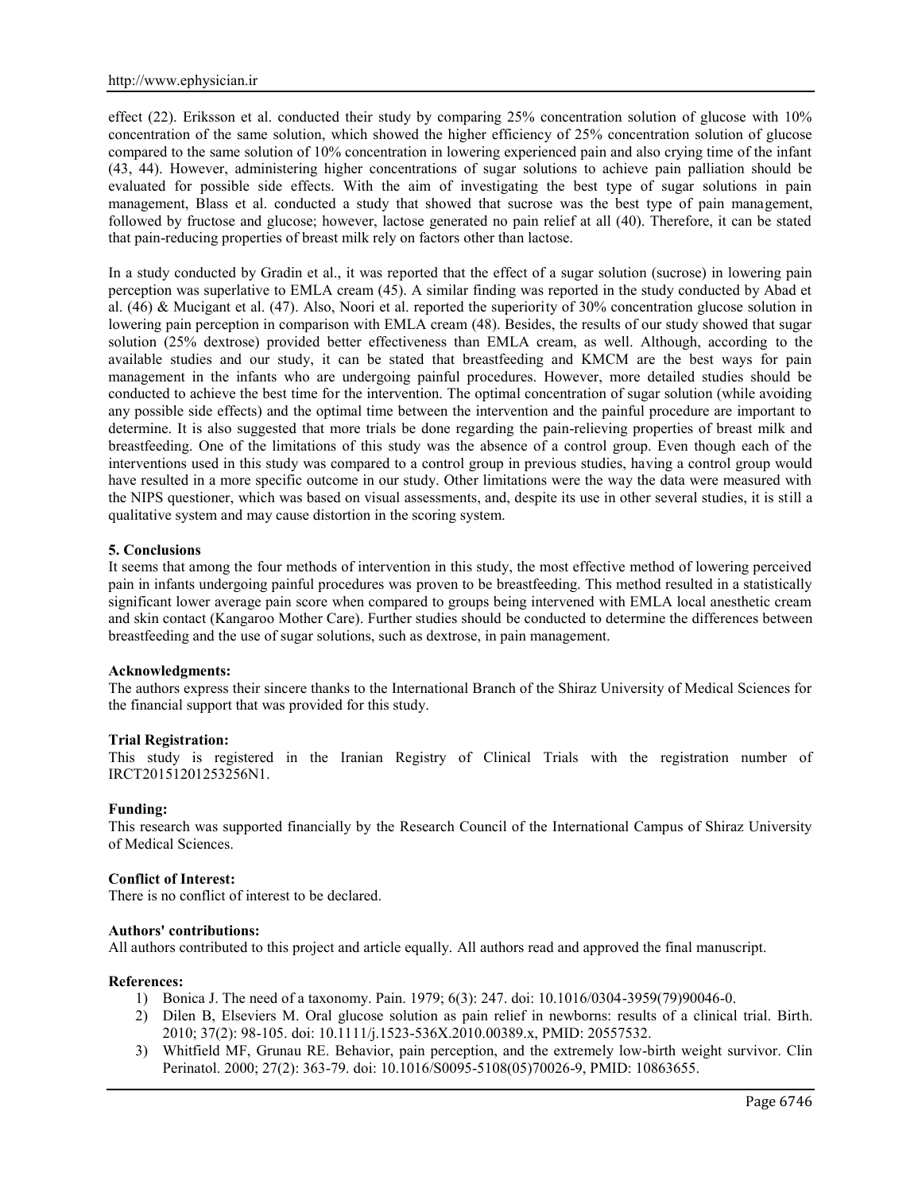effect (22). Eriksson et al. conducted their study by comparing 25% concentration solution of glucose with 10% concentration of the same solution, which showed the higher efficiency of 25% concentration solution of glucose compared to the same solution of 10% concentration in lowering experienced pain and also crying time of the infant (43, 44). However, administering higher concentrations of sugar solutions to achieve pain palliation should be evaluated for possible side effects. With the aim of investigating the best type of sugar solutions in pain management, Blass et al. conducted a study that showed that sucrose was the best type of pain management, followed by fructose and glucose; however, lactose generated no pain relief at all (40). Therefore, it can be stated that pain-reducing properties of breast milk rely on factors other than lactose.

In a study conducted by Gradin et al., it was reported that the effect of a sugar solution (sucrose) in lowering pain perception was superlative to EMLA cream (45). A similar finding was reported in the study conducted by Abad et al. (46) & Mucigant et al. (47). Also, Noori et al. reported the superiority of 30% concentration glucose solution in lowering pain perception in comparison with EMLA cream (48). Besides, the results of our study showed that sugar solution (25% dextrose) provided better effectiveness than EMLA cream, as well. Although, according to the available studies and our study, it can be stated that breastfeeding and KMCM are the best ways for pain management in the infants who are undergoing painful procedures. However, more detailed studies should be conducted to achieve the best time for the intervention. The optimal concentration of sugar solution (while avoiding any possible side effects) and the optimal time between the intervention and the painful procedure are important to determine. It is also suggested that more trials be done regarding the pain-relieving properties of breast milk and breastfeeding. One of the limitations of this study was the absence of a control group. Even though each of the interventions used in this study was compared to a control group in previous studies, having a control group would have resulted in a more specific outcome in our study. Other limitations were the way the data were measured with the NIPS questioner, which was based on visual assessments, and, despite its use in other several studies, it is still a qualitative system and may cause distortion in the scoring system.

## 5. Conclusions

It seems that among the four methods of intervention in this study, the most effective method of lowering perceived pain in infants undergoing painful procedures was proven to be breastfeeding. This method resulted in a statistically significant lower average pain score when compared to groups being intervened with EMLA local anesthetic cream and skin contact (Kangaroo Mother Care). Further studies should be conducted to determine the differences between breastfeeding and the use of sugar solutions, such as dextrose, in pain management.

**Acknowledgments:**

The authors express their sincere thanks to the International Branch of the Shiraz University of Medical Sciences for the financial support that was provided for this study.

**Trial Registration:**

This study is registered in the Iranian Registry of Clinical Trials with the registration number of IRCT20151201253256N1.

**Funding:**

This research was supported financially by the Research Council of the International Campus of Shiraz University of Medical Sciences.

**Conflict of Interest:**

There is no conflict of interest to be declared.

**Authors' contributions:**

All authors contributed to this project and article equally. All authors read and approved the final manuscript.

**References:**

1) Bonica J. The need of a taxonomy. Pain. 1979; 6(3): 247. doi: 10.1016/0304-3959(79)90046-0.
2) Dilen B, Elseviers M. Oral glucose solution as pain relief in newborns: results of a clinical trial. Birth. 2010; 37(2): 98-105. doi: 10.1111/j.1523-536X.2010.00389.x, PMID: 20557532.
3) Whitfield MF, Grunau RE. Behavior, pain perception, and the extremely low-birth weight survivor. Clin Perinatol. 2000; 27(2): 363-79. doi: 10.1016/S0095-5108(05)70026-9, PMID: 10863655.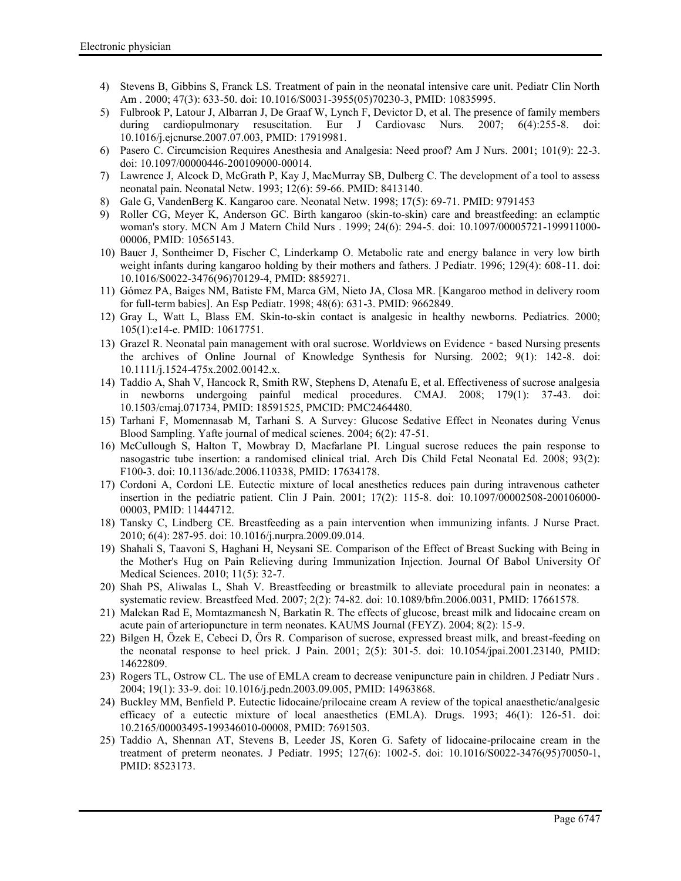4) Stevens B, Gibbins S, Franck LS. Treatment of pain in the neonatal intensive care unit. Pediatr Clin North Am . 2000; 47(3): 633-50. doi: 10.1016/S0031-3955(05)70230-3, PMID: 10835995.
5) Fulbrook P, Latour J, Albarran J, De Graaf W, Lynch F, Devictor D, et al. The presence of family members during cardiopulmonary resuscitation. Eur J Cardiovasc Nurs. 2007; 6(4):255-8. doi: 10.1016/j.ejcnurse.2007.07.003, PMID: 17919981.
6) Pasero C. Circumcision Requires Anesthesia and Analgesia: Need proof? Am J Nurs. 2001; 101(9): 22-3. doi: 10.1097/00000446-200109000-00014.
7) Lawrence J, Alcock D, McGrath P, Kay J, MacMurray SB, Dulberg C. The development of a tool to assess neonatal pain. Neonatal Netw. 1993; 12(6): 59-66. PMID: 8413140.
8) Gale G, VandenBerg K. Kangaroo care. Neonatal Netw. 1998; 17(5): 69-71. PMID: 9791453
9) Roller CG, Meyer K, Anderson GC. Birth kangaroo (skin-to-skin) care and breastfeeding: an eclamptic woman's story. MCN Am J Matern Child Nurs . 1999; 24(6): 294-5. doi: 10.1097/00005721-199911000-00006, PMID: 10565143.
10) Bauer J, Sontheimer D, Fischer C, Linderkamp O. Metabolic rate and energy balance in very low birth weight infants during kangaroo holding by their mothers and fathers. J Pediatr. 1996; 129(4): 608-11. doi: 10.1016/S0022-3476(96)70129-4, PMID: 8859271.
11) Gómez PA, Baiges NM, Batiste FM, Marca GM, Nieto JA, Closa MR. [Kangaroo method in delivery room for full-term babies]. An Esp Pediatr. 1998; 48(6): 631-3. PMID: 9662849.
12) Gray L, Watt L, Blass EM. Skin-to-skin contact is analgesic in healthy newborns. Pediatrics. 2000; 105(1):e14-e. PMID: 10617751.
13) Grazel R. Neonatal pain management with oral sucrose. Worldviews on Evidence - based Nursing presents the archives of Online Journal of Knowledge Synthesis for Nursing. 2002; 9(1): 142-8. doi: 10.1111/j.1524-475x.2002.00142.x.
14) Taddio A, Shah V, Hancock R, Smith RW, Stephens D, Atenafu E, et al. Effectiveness of sucrose analgesia in newborns undergoing painful medical procedures. CMAJ. 2008; 179(1): 37-43. doi: 10.1503/cmaj.071734, PMID: 18591525, PMCID: PMC2464480.
15) Tarhani F, Momennasab M, Tarhani S. A Survey: Glucose Sedative Effect in Neonates during Venus Blood Sampling. Yafte journal of medical scienes. 2004; 6(2): 47-51.
16) McCullough S, Halton T, Mowbray D, Macfarlane PI. Lingual sucrose reduces the pain response to nasogastric tube insertion: a randomised clinical trial. Arch Dis Child Fetal Neonatal Ed. 2008; 93(2): F100-3. doi: 10.1136/adc.2006.110338, PMID: 17634178.
17) Cordoni A, Cordoni LE. Eutectic mixture of local anesthetics reduces pain during intravenous catheter insertion in the pediatric patient. Clin J Pain. 2001; 17(2): 115-8. doi: 10.1097/00002508-200106000-00003, PMID: 11444712.
18) Tansky C, Lindberg CE. Breastfeeding as a pain intervention when immunizing infants. J Nurse Pract. 2010; 6(4): 287-95. doi: 10.1016/j.nurpra.2009.09.014.
19) Shahali S, Taavoni S, Haghani H, Neysani SE. Comparison of the Effect of Breast Sucking with Being in the Mother's Hug on Pain Relieving during Immunization Injection. Journal Of Babol University Of Medical Sciences. 2010; 11(5): 32-7.
20) Shah PS, Aliwalas L, Shah V. Breastfeeding or breastmilk to alleviate procedural pain in neonates: a systematic review. Breastfeed Med. 2007; 2(2): 74-82. doi: 10.1089/bfm.2006.0031, PMID: 17661578.
21) Malekan Rad E, Momtazmanesh N, Barkatin R. The effects of glucose, breast milk and lidocaine cream on acute pain of arteriopuncture in term neonates. KAUMS Journal (FEYZ). 2004; 8(2): 15-9.
22) Bilgen H, Özek E, Cebeci D, Örs R. Comparison of sucrose, expressed breast milk, and breast-feeding on the neonatal response to heel prick. J Pain. 2001; 2(5): 301-5. doi: 10.1054/jpai.2001.23140, PMID: 14622809.
23) Rogers TL, Ostrow CL. The use of EMLA cream to decrease venipuncture pain in children. J Pediatr Nurs . 2004; 19(1): 33-9. doi: 10.1016/j.pedn.2003.09.005, PMID: 14963868.
24) Buckley MM, Benfield P. Eutectic lidocaine/prilocaine cream A review of the topical anaesthetic/analgesic efficacy of a eutectic mixture of local anaesthetics (EMLA). Drugs. 1993; 46(1): 126-51. doi: 10.2165/00003495-199346010-00008, PMID: 7691503.
25) Taddio A, Shennan AT, Stevens B, Leeder JS, Koren G. Safety of lidocaine-prilocaine cream in the treatment of preterm neonates. J Pediatr. 1995; 127(6): 1002-5. doi: 10.1016/S0022-3476(95)70050-1, PMID: 8523173.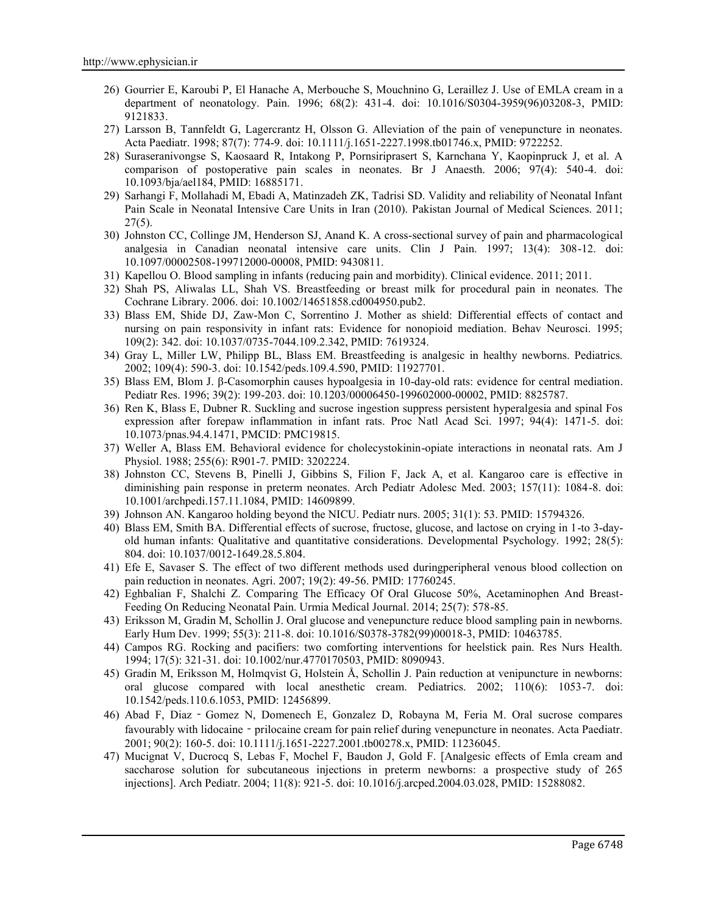26) Gourrier E, Karoubi P, El Hanache A, Merbouche S, Mouchnino G, Leraillez J. Use of EMLA cream in a department of neonatology. Pain. 1996; 68(2): 431-4. doi: 10.1016/S0304-3959(96)03208-3, PMID: 9121833.
27) Larsson B, Tannfeldt G, Lagercrantz H, Olsson G. Alleviation of the pain of venepuncture in neonates. Acta Paediatr. 1998; 87(7): 774-9. doi: 10.1111/j.1651-2227.1998.tb01746.x, PMID: 9722252.
28) Suraseranivongse S, Kaosaard R, Intakong P, Pornsiriprasert S, Karnchana Y, Kaopinpruck J, et al. A comparison of postoperative pain scales in neonates. Br J Anaesth. 2006; 97(4): 540-4. doi: 10.1093/bja/ael184, PMID: 16885171.
29) Sarhangi F, Mollahadi M, Ebadi A, Matinzadeh ZK, Tadrisi SD. Validity and reliability of Neonatal Infant Pain Scale in Neonatal Intensive Care Units in Iran (2010). Pakistan Journal of Medical Sciences. 2011; 27(5).
30) Johnston CC, Collinge JM, Henderson SJ, Anand K. A cross-sectional survey of pain and pharmacological analgesia in Canadian neonatal intensive care units. Clin J Pain. 1997; 13(4): 308-12. doi: 10.1097/00002508-199712000-00008, PMID: 9430811.
31) Kapellou O. Blood sampling in infants (reducing pain and morbidity). Clinical evidence. 2011; 2011.
32) Shah PS, Aliwalas LL, Shah VS. Breastfeeding or breast milk for procedural pain in neonates. The Cochrane Library. 2006. doi: 10.1002/14651858.cd004950.pub2.
33) Blass EM, Shide DJ, Zaw-Mon C, Sorrentino J. Mother as shield: Differential effects of contact and nursing on pain responsivity in infant rats: Evidence for nonopioid mediation. Behav Neurosci. 1995; 109(2): 342. doi: 10.1037/0735-7044.109.2.342, PMID: 7619324.
34) Gray L, Miller LW, Philipp BL, Blass EM. Breastfeeding is analgesic in healthy newborns. Pediatrics. 2002; 109(4): 590-3. doi: 10.1542/peds.109.4.590, PMID: 11927701.
35) Blass EM, Blom J. β-Casomorphin causes hypoalgesia in 10-day-old rats: evidence for central mediation. Pediatr Res. 1996; 39(2): 199-203. doi: 10.1203/00006450-199602000-00002, PMID: 8825787.
36) Ren K, Blass E, Dubner R. Suckling and sucrose ingestion suppress persistent hyperalgesia and spinal Fos expression after forepaw inflammation in infant rats. Proc Natl Acad Sci. 1997; 94(4): 1471-5. doi: 10.1073/pnas.94.4.1471, PMCID: PMC19815.
37) Weller A, Blass EM. Behavioral evidence for cholecystokinin-opiate interactions in neonatal rats. Am J Physiol. 1988; 255(6): R901-7. PMID: 3202224.
38) Johnston CC, Stevens B, Pinelli J, Gibbins S, Filion F, Jack A, et al. Kangaroo care is effective in diminishing pain response in preterm neonates. Arch Pediatr Adolesc Med. 2003; 157(11): 1084-8. doi: 10.1001/archpedi.157.11.1084, PMID: 14609899.
39) Johnson AN. Kangaroo holding beyond the NICU. Pediatr nurs. 2005; 31(1): 53. PMID: 15794326.
40) Blass EM, Smith BA. Differential effects of sucrose, fructose, glucose, and lactose on crying in 1-to 3-day-old human infants: Qualitative and quantitative considerations. Developmental Psychology. 1992; 28(5): 804. doi: 10.1037/0012-1649.28.5.804.
41) Efe E, Savaser S. The effect of two different methods used duringperipheral venous blood collection on pain reduction in neonates. Agri. 2007; 19(2): 49-56. PMID: 17760245.
42) Eghbalian F, Shalchi Z. Comparing The Efficacy Of Oral Glucose 50%, Acetaminophen And Breast-Feeding On Reducing Neonatal Pain. Urmia Medical Journal. 2014; 25(7): 578-85.
43) Eriksson M, Gradin M, Schollin J. Oral glucose and venepuncture reduce blood sampling pain in newborns. Early Hum Dev. 1999; 55(3): 211-8. doi: 10.1016/S0378-3782(99)00018-3, PMID: 10463785.
44) Campos RG. Rocking and pacifiers: two comforting interventions for heelstick pain. Res Nurs Health. 1994; 17(5): 321-31. doi: 10.1002/nur.4770170503, PMID: 8090943.
45) Gradin M, Eriksson M, Holmqvist G, Holstein Å, Schollin J. Pain reduction at venipuncture in newborns: oral glucose compared with local anesthetic cream. Pediatrics. 2002; 110(6): 1053-7. doi: 10.1542/peds.110.6.1053, PMID: 12456899.
46) Abad F, Diaz‐Gomez N, Domenech E, Gonzalez D, Robayna M, Feria M. Oral sucrose compares favourably with lidocaine‐prilocaine cream for pain relief during venepuncture in neonates. Acta Paediatr. 2001; 90(2): 160-5. doi: 10.1111/j.1651-2227.2001.tb00278.x, PMID: 11236045.
47) Mucignat V, Ducrocq S, Lebas F, Mochel F, Baudon J, Gold F. [Analgesic effects of Emla cream and saccharose solution for subcutaneous injections in preterm newborns: a prospective study of 265 injections]. Arch Pediatr. 2004; 11(8): 921-5. doi: 10.1016/j.arcped.2004.03.028, PMID: 15288082.